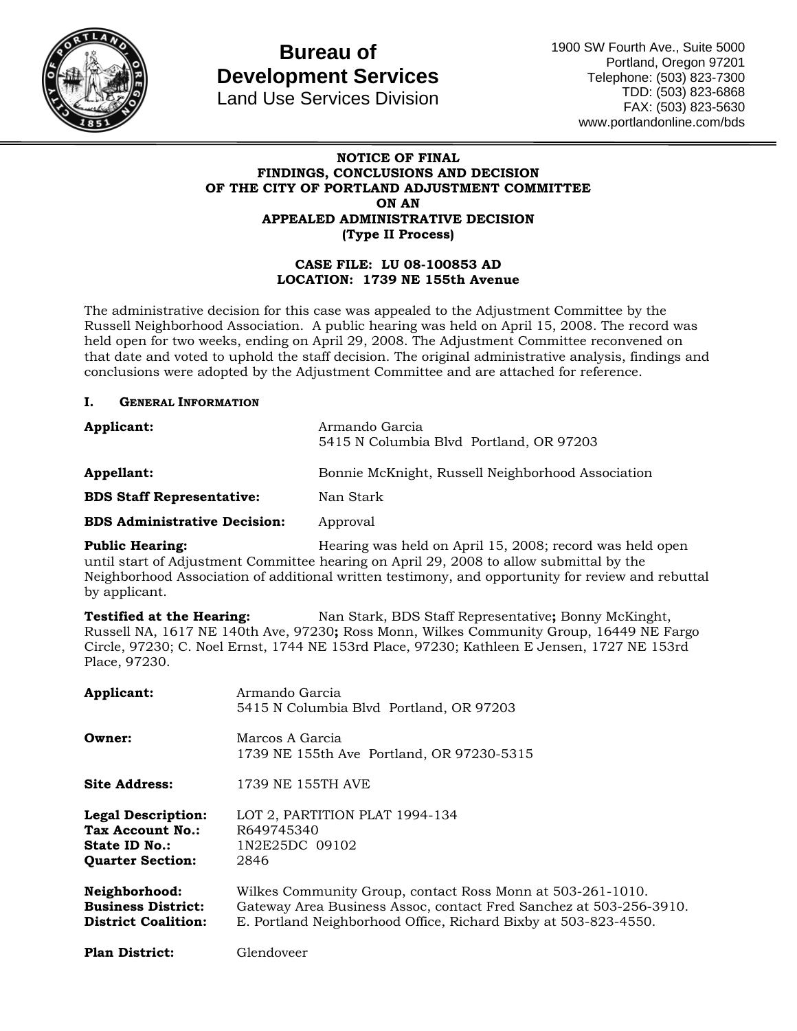# Bureau of Development Services

Land Use Services Division

1900 SW Fourth Ave., Suite 5000
Portland, Oregon 97201
Telephone: (503) 823-7300
TDD: (503) 823-6868
FAX: (503) 823-5630
www.portlandonline.com/bds

**NOTICE OF FINAL**
**FINDINGS, CONCLUSIONS AND DECISION**
**OF THE CITY OF PORTLAND ADJUSTMENT COMMITTEE**
**ON AN**
**APPEALED ADMINISTRATIVE DECISION**
**(Type II Process)**

**CASE FILE: LU 08-100853 AD**
**LOCATION: 1739 NE 155th Avenue**

The administrative decision for this case was appealed to the Adjustment Committee by the Russell Neighborhood Association. A public hearing was held on April 15, 2008. The record was held open for two weeks, ending on April 29, 2008. The Adjustment Committee reconvened on that date and voted to uphold the staff decision. The original administrative analysis, findings and conclusions were adopted by the Adjustment Committee and are attached for reference.

## I. General Information

**Applicant:** Armando Garcia
5415 N Columbia Blvd Portland, OR 97203

**Appellant:** Bonnie McKnight, Russell Neighborhood Association

**BDS Staff Representative:** Nan Stark

**BDS Administrative Decision:** Approval

**Public Hearing:** Hearing was held on April 15, 2008; record was held open until start of Adjustment Committee hearing on April 29, 2008 to allow submittal by the Neighborhood Association of additional written testimony, and opportunity for review and rebuttal by applicant.

**Testified at the Hearing:** Nan Stark, BDS Staff Representative**;** Bonny McKinght, Russell NA, 1617 NE 140th Ave, 97230**;** Ross Monn, Wilkes Community Group, 16449 NE Fargo Circle, 97230; C. Noel Ernst, 1744 NE 153rd Place, 97230; Kathleen E Jensen, 1727 NE 153rd Place, 97230.

**Applicant:** Armando Garcia
5415 N Columbia Blvd Portland, OR 97203

**Owner:** Marcos A Garcia
1739 NE 155th Ave Portland, OR 97230-5315

**Site Address:** 1739 NE 155TH AVE

**Legal Description:** LOT 2, PARTITION PLAT 1994-134
**Tax Account No.:** R649745340
**State ID No.:** 1N2E25DC 09102
**Quarter Section:** 2846

**Neighborhood:** Wilkes Community Group, contact Ross Monn at 503-261-1010.
**Business District:** Gateway Area Business Assoc, contact Fred Sanchez at 503-256-3910.
**District Coalition:** E. Portland Neighborhood Office, Richard Bixby at 503-823-4550.

**Plan District:** Glendoveer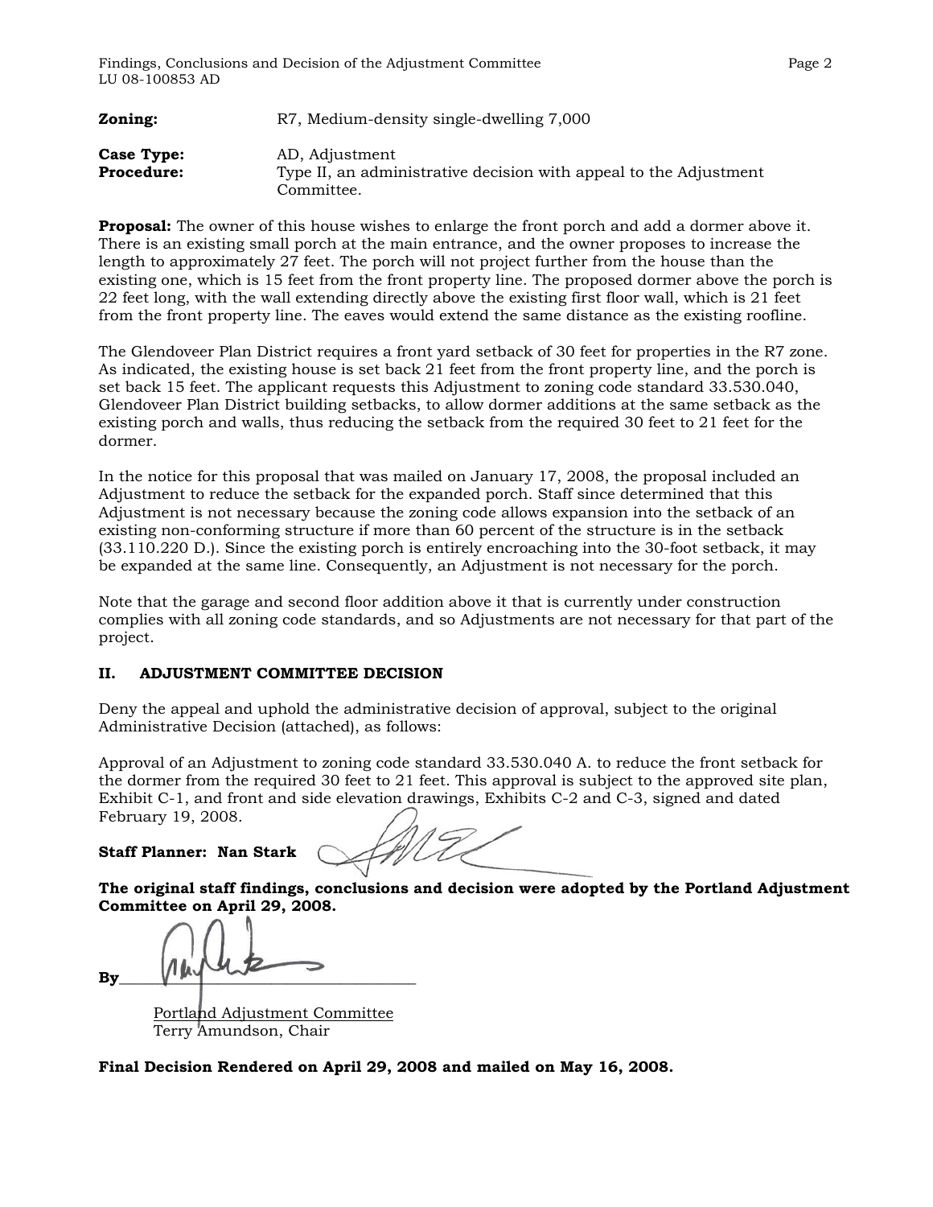**Zoning:** R7, Medium-density single-dwelling 7,000

**Case Type:** AD, Adjustment
**Procedure:** Type II, an administrative decision with appeal to the Adjustment Committee.

**Proposal:** The owner of this house wishes to enlarge the front porch and add a dormer above it. There is an existing small porch at the main entrance, and the owner proposes to increase the length to approximately 27 feet. The porch will not project further from the house than the existing one, which is 15 feet from the front property line. The proposed dormer above the porch is 22 feet long, with the wall extending directly above the existing first floor wall, which is 21 feet from the front property line. The eaves would extend the same distance as the existing roofline.

The Glendoveer Plan District requires a front yard setback of 30 feet for properties in the R7 zone. As indicated, the existing house is set back 21 feet from the front property line, and the porch is set back 15 feet. The applicant requests this Adjustment to zoning code standard 33.530.040, Glendoveer Plan District building setbacks, to allow dormer additions at the same setback as the existing porch and walls, thus reducing the setback from the required 30 feet to 21 feet for the dormer.

In the notice for this proposal that was mailed on January 17, 2008, the proposal included an Adjustment to reduce the setback for the expanded porch. Staff since determined that this Adjustment is not necessary because the zoning code allows expansion into the setback of an existing non-conforming structure if more than 60 percent of the structure is in the setback (33.110.220 D.). Since the existing porch is entirely encroaching into the 30-foot setback, it may be expanded at the same line. Consequently, an Adjustment is not necessary for the porch.

Note that the garage and second floor addition above it that is currently under construction complies with all zoning code standards, and so Adjustments are not necessary for that part of the project.

## II. ADJUSTMENT COMMITTEE DECISION

Deny the appeal and uphold the administrative decision of approval, subject to the original Administrative Decision (attached), as follows:

Approval of an Adjustment to zoning code standard 33.530.040 A. to reduce the front setback for the dormer from the required 30 feet to 21 feet. This approval is subject to the approved site plan, Exhibit C-1, and front and side elevation drawings, Exhibits C-2 and C-3, signed and dated February 19, 2008.

**Staff Planner: Nan Stark**

**The original staff findings, conclusions and decision were adopted by the Portland Adjustment Committee on April 29, 2008.**

**By**\_\_\_\_\_\_\_\_\_\_\_\_\_\_\_\_\_\_\_\_\_\_\_\_\_\_\_\_\_\_\_\_\_\_\_\_

Portland Adjustment Committee
Terry Amundson, Chair

**Final Decision Rendered on April 29, 2008 and mailed on May 16, 2008.**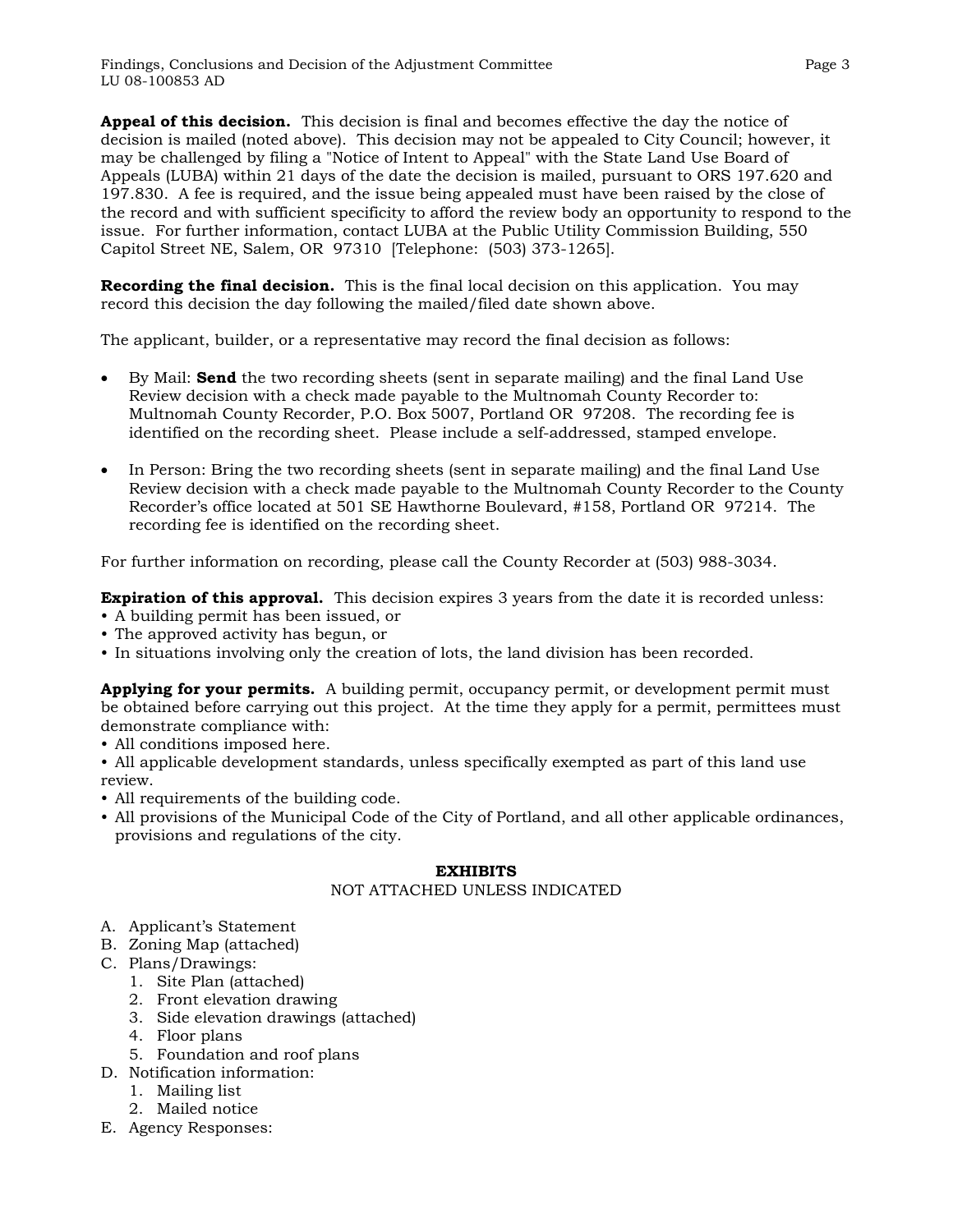**Appeal of this decision.** This decision is final and becomes effective the day the notice of decision is mailed (noted above). This decision may not be appealed to City Council; however, it may be challenged by filing a "Notice of Intent to Appeal" with the State Land Use Board of Appeals (LUBA) within 21 days of the date the decision is mailed, pursuant to ORS 197.620 and 197.830. A fee is required, and the issue being appealed must have been raised by the close of the record and with sufficient specificity to afford the review body an opportunity to respond to the issue. For further information, contact LUBA at the Public Utility Commission Building, 550 Capitol Street NE, Salem, OR 97310 [Telephone: (503) 373-1265].

**Recording the final decision.** This is the final local decision on this application. You may record this decision the day following the mailed/filed date shown above.

The applicant, builder, or a representative may record the final decision as follows:

- By Mail: **Send** the two recording sheets (sent in separate mailing) and the final Land Use Review decision with a check made payable to the Multnomah County Recorder to: Multnomah County Recorder, P.O. Box 5007, Portland OR 97208. The recording fee is identified on the recording sheet. Please include a self-addressed, stamped envelope.

- In Person: Bring the two recording sheets (sent in separate mailing) and the final Land Use Review decision with a check made payable to the Multnomah County Recorder to the County Recorder's office located at 501 SE Hawthorne Boulevard, #158, Portland OR 97214. The recording fee is identified on the recording sheet.

For further information on recording, please call the County Recorder at (503) 988-3034.

**Expiration of this approval.** This decision expires 3 years from the date it is recorded unless:
- A building permit has been issued, or
- The approved activity has begun, or
- In situations involving only the creation of lots, the land division has been recorded.

**Applying for your permits.** A building permit, occupancy permit, or development permit must be obtained before carrying out this project. At the time they apply for a permit, permittees must demonstrate compliance with:
- All conditions imposed here.
- All applicable development standards, unless specifically exempted as part of this land use review.
- All requirements of the building code.
- All provisions of the Municipal Code of the City of Portland, and all other applicable ordinances, provisions and regulations of the city.

**EXHIBITS**
NOT ATTACHED UNLESS INDICATED

A. Applicant's Statement
B. Zoning Map (attached)
C. Plans/Drawings:
   1. Site Plan (attached)
   2. Front elevation drawing
   3. Side elevation drawings (attached)
   4. Floor plans
   5. Foundation and roof plans
D. Notification information:
   1. Mailing list
   2. Mailed notice
E. Agency Responses: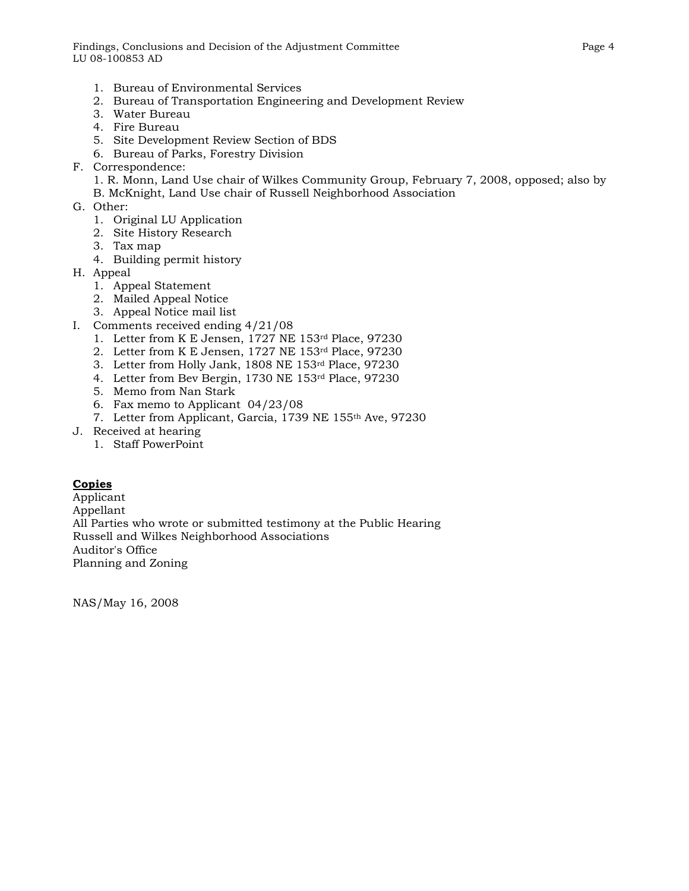1. Bureau of Environmental Services
2. Bureau of Transportation Engineering and Development Review
3. Water Bureau
4. Fire Bureau
5. Site Development Review Section of BDS
6. Bureau of Parks, Forestry Division

F. Correspondence:
   1. R. Monn, Land Use chair of Wilkes Community Group, February 7, 2008, opposed; also by B. McKnight, Land Use chair of Russell Neighborhood Association

G. Other:
   1. Original LU Application
   2. Site History Research
   3. Tax map
   4. Building permit history

H. Appeal
   1. Appeal Statement
   2. Mailed Appeal Notice
   3. Appeal Notice mail list

I. Comments received ending 4/21/08
   1. Letter from K E Jensen, 1727 NE 153rd Place, 97230
   2. Letter from K E Jensen, 1727 NE 153rd Place, 97230
   3. Letter from Holly Jank, 1808 NE 153rd Place, 97230
   4. Letter from Bev Bergin, 1730 NE 153rd Place, 97230
   5. Memo from Nan Stark
   6. Fax memo to Applicant 04/23/08
   7. Letter from Applicant, Garcia, 1739 NE 155th Ave, 97230

J. Received at hearing
   1. Staff PowerPoint

**Copies**

Applicant
Appellant
All Parties who wrote or submitted testimony at the Public Hearing
Russell and Wilkes Neighborhood Associations
Auditor's Office
Planning and Zoning

NAS/May 16, 2008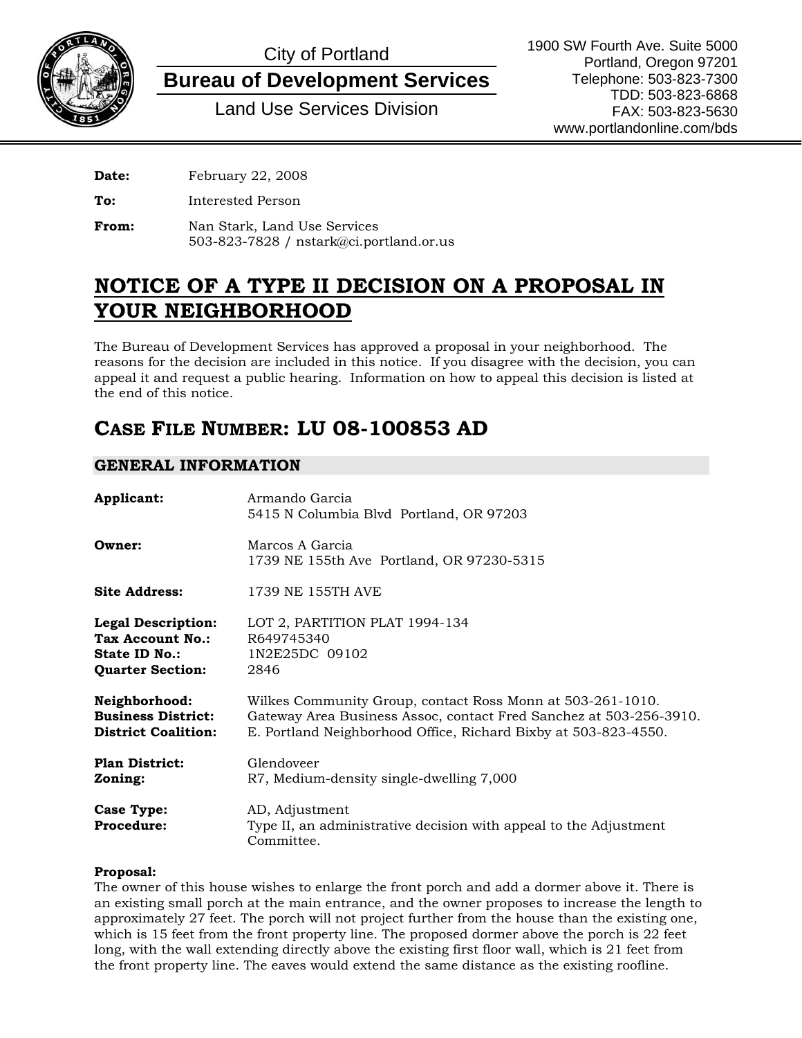City of Portland

**Bureau of Development Services**

Land Use Services Division

1900 SW Fourth Ave. Suite 5000
Portland, Oregon 97201
Telephone: 503-823-7300
TDD: 503-823-6868
FAX: 503-823-5630
www.portlandonline.com/bds

**Date:** February 22, 2008

**To:** Interested Person

**From:** Nan Stark, Land Use Services
503-823-7828 / nstark@ci.portland.or.us

# NOTICE OF A TYPE II DECISION ON A PROPOSAL IN YOUR NEIGHBORHOOD

The Bureau of Development Services has approved a proposal in your neighborhood. The reasons for the decision are included in this notice. If you disagree with the decision, you can appeal it and request a public hearing. Information on how to appeal this decision is listed at the end of this notice.

## CASE FILE NUMBER: LU 08-100853 AD

### GENERAL INFORMATION

**Applicant:** Armando Garcia
5415 N Columbia Blvd Portland, OR 97203

**Owner:** Marcos A Garcia
1739 NE 155th Ave Portland, OR 97230-5315

**Site Address:** 1739 NE 155TH AVE

**Legal Description:** LOT 2, PARTITION PLAT 1994-134
**Tax Account No.:** R649745340
**State ID No.:** 1N2E25DC 09102
**Quarter Section:** 2846

**Neighborhood:** Wilkes Community Group, contact Ross Monn at 503-261-1010.
**Business District:** Gateway Area Business Assoc, contact Fred Sanchez at 503-256-3910.
**District Coalition:** E. Portland Neighborhood Office, Richard Bixby at 503-823-4550.

**Plan District:** Glendoveer
**Zoning:** R7, Medium-density single-dwelling 7,000

**Case Type:** AD, Adjustment
**Procedure:** Type II, an administrative decision with appeal to the Adjustment Committee.

**Proposal:**
The owner of this house wishes to enlarge the front porch and add a dormer above it. There is an existing small porch at the main entrance, and the owner proposes to increase the length to approximately 27 feet. The porch will not project further from the house than the existing one, which is 15 feet from the front property line. The proposed dormer above the porch is 22 feet long, with the wall extending directly above the existing first floor wall, which is 21 feet from the front property line. The eaves would extend the same distance as the existing roofline.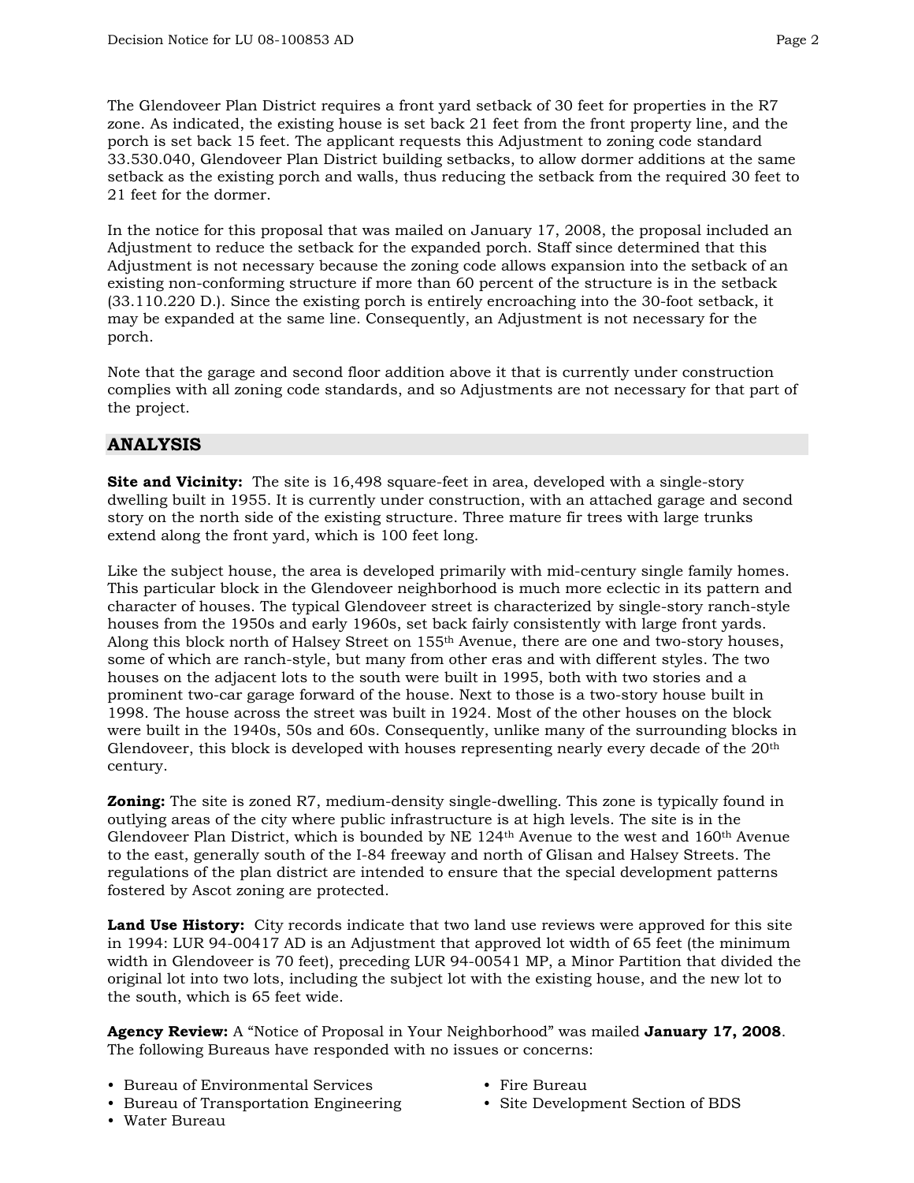The Glendoveer Plan District requires a front yard setback of 30 feet for properties in the R7 zone. As indicated, the existing house is set back 21 feet from the front property line, and the porch is set back 15 feet. The applicant requests this Adjustment to zoning code standard 33.530.040, Glendoveer Plan District building setbacks, to allow dormer additions at the same setback as the existing porch and walls, thus reducing the setback from the required 30 feet to 21 feet for the dormer.

In the notice for this proposal that was mailed on January 17, 2008, the proposal included an Adjustment to reduce the setback for the expanded porch. Staff since determined that this Adjustment is not necessary because the zoning code allows expansion into the setback of an existing non-conforming structure if more than 60 percent of the structure is in the setback (33.110.220 D.). Since the existing porch is entirely encroaching into the 30-foot setback, it may be expanded at the same line. Consequently, an Adjustment is not necessary for the porch.

Note that the garage and second floor addition above it that is currently under construction complies with all zoning code standards, and so Adjustments are not necessary for that part of the project.

## ANALYSIS

**Site and Vicinity:** The site is 16,498 square-feet in area, developed with a single-story dwelling built in 1955. It is currently under construction, with an attached garage and second story on the north side of the existing structure. Three mature fir trees with large trunks extend along the front yard, which is 100 feet long.

Like the subject house, the area is developed primarily with mid-century single family homes. This particular block in the Glendoveer neighborhood is much more eclectic in its pattern and character of houses. The typical Glendoveer street is characterized by single-story ranch-style houses from the 1950s and early 1960s, set back fairly consistently with large front yards. Along this block north of Halsey Street on 155th Avenue, there are one and two-story houses, some of which are ranch-style, but many from other eras and with different styles. The two houses on the adjacent lots to the south were built in 1995, both with two stories and a prominent two-car garage forward of the house. Next to those is a two-story house built in 1998. The house across the street was built in 1924. Most of the other houses on the block were built in the 1940s, 50s and 60s. Consequently, unlike many of the surrounding blocks in Glendoveer, this block is developed with houses representing nearly every decade of the 20th century.

**Zoning:** The site is zoned R7, medium-density single-dwelling. This zone is typically found in outlying areas of the city where public infrastructure is at high levels. The site is in the Glendoveer Plan District, which is bounded by NE 124th Avenue to the west and 160th Avenue to the east, generally south of the I-84 freeway and north of Glisan and Halsey Streets. The regulations of the plan district are intended to ensure that the special development patterns fostered by Ascot zoning are protected.

**Land Use History:** City records indicate that two land use reviews were approved for this site in 1994: LUR 94-00417 AD is an Adjustment that approved lot width of 65 feet (the minimum width in Glendoveer is 70 feet), preceding LUR 94-00541 MP, a Minor Partition that divided the original lot into two lots, including the subject lot with the existing house, and the new lot to the south, which is 65 feet wide.

**Agency Review:** A "Notice of Proposal in Your Neighborhood" was mailed **January 17, 2008**. The following Bureaus have responded with no issues or concerns:

- Bureau of Environmental Services
- Bureau of Transportation Engineering
- Water Bureau
- Fire Bureau
- Site Development Section of BDS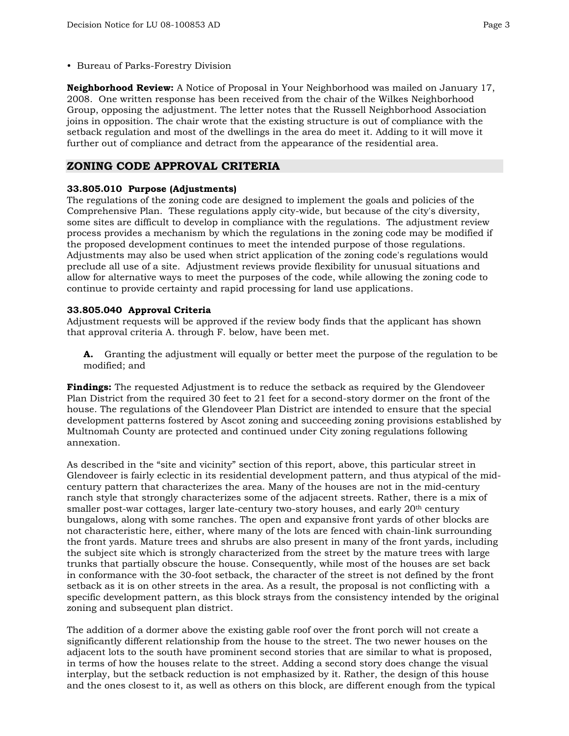- Bureau of Parks-Forestry Division

**Neighborhood Review:** A Notice of Proposal in Your Neighborhood was mailed on January 17, 2008. One written response has been received from the chair of the Wilkes Neighborhood Group, opposing the adjustment. The letter notes that the Russell Neighborhood Association joins in opposition. The chair wrote that the existing structure is out of compliance with the setback regulation and most of the dwellings in the area do meet it. Adding to it will move it further out of compliance and detract from the appearance of the residential area.

## ZONING CODE APPROVAL CRITERIA

**33.805.010 Purpose (Adjustments)**
The regulations of the zoning code are designed to implement the goals and policies of the Comprehensive Plan. These regulations apply city-wide, but because of the city's diversity, some sites are difficult to develop in compliance with the regulations. The adjustment review process provides a mechanism by which the regulations in the zoning code may be modified if the proposed development continues to meet the intended purpose of those regulations. Adjustments may also be used when strict application of the zoning code's regulations would preclude all use of a site. Adjustment reviews provide flexibility for unusual situations and allow for alternative ways to meet the purposes of the code, while allowing the zoning code to continue to provide certainty and rapid processing for land use applications.

**33.805.040 Approval Criteria**
Adjustment requests will be approved if the review body finds that the applicant has shown that approval criteria A. through F. below, have been met.

**A.** Granting the adjustment will equally or better meet the purpose of the regulation to be modified; and

**Findings:** The requested Adjustment is to reduce the setback as required by the Glendoveer Plan District from the required 30 feet to 21 feet for a second-story dormer on the front of the house. The regulations of the Glendoveer Plan District are intended to ensure that the special development patterns fostered by Ascot zoning and succeeding zoning provisions established by Multnomah County are protected and continued under City zoning regulations following annexation.

As described in the "site and vicinity" section of this report, above, this particular street in Glendoveer is fairly eclectic in its residential development pattern, and thus atypical of the mid-century pattern that characterizes the area. Many of the houses are not in the mid-century ranch style that strongly characterizes some of the adjacent streets. Rather, there is a mix of smaller post-war cottages, larger late-century two-story houses, and early 20th century bungalows, along with some ranches. The open and expansive front yards of other blocks are not characteristic here, either, where many of the lots are fenced with chain-link surrounding the front yards. Mature trees and shrubs are also present in many of the front yards, including the subject site which is strongly characterized from the street by the mature trees with large trunks that partially obscure the house. Consequently, while most of the houses are set back in conformance with the 30-foot setback, the character of the street is not defined by the front setback as it is on other streets in the area. As a result, the proposal is not conflicting with a specific development pattern, as this block strays from the consistency intended by the original zoning and subsequent plan district.

The addition of a dormer above the existing gable roof over the front porch will not create a significantly different relationship from the house to the street. The two newer houses on the adjacent lots to the south have prominent second stories that are similar to what is proposed, in terms of how the houses relate to the street. Adding a second story does change the visual interplay, but the setback reduction is not emphasized by it. Rather, the design of this house and the ones closest to it, as well as others on this block, are different enough from the typical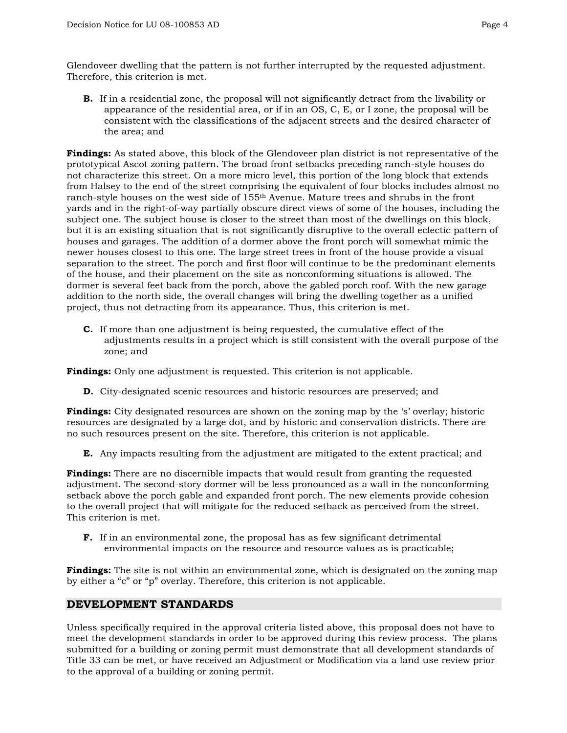Glendoveer dwelling that the pattern is not further interrupted by the requested adjustment. Therefore, this criterion is met.

**B.** If in a residential zone, the proposal will not significantly detract from the livability or appearance of the residential area, or if in an OS, C, E, or I zone, the proposal will be consistent with the classifications of the adjacent streets and the desired character of the area; and

**Findings:** As stated above, this block of the Glendoveer plan district is not representative of the prototypical Ascot zoning pattern. The broad front setbacks preceding ranch-style houses do not characterize this street. On a more micro level, this portion of the long block that extends from Halsey to the end of the street comprising the equivalent of four blocks includes almost no ranch-style houses on the west side of 155th Avenue. Mature trees and shrubs in the front yards and in the right-of-way partially obscure direct views of some of the houses, including the subject one. The subject house is closer to the street than most of the dwellings on this block, but it is an existing situation that is not significantly disruptive to the overall eclectic pattern of houses and garages. The addition of a dormer above the front porch will somewhat mimic the newer houses closest to this one. The large street trees in front of the house provide a visual separation to the street. The porch and first floor will continue to be the predominant elements of the house, and their placement on the site as nonconforming situations is allowed. The dormer is several feet back from the porch, above the gabled porch roof. With the new garage addition to the north side, the overall changes will bring the dwelling together as a unified project, thus not detracting from its appearance. Thus, this criterion is met.

**C.** If more than one adjustment is being requested, the cumulative effect of the adjustments results in a project which is still consistent with the overall purpose of the zone; and

**Findings:** Only one adjustment is requested. This criterion is not applicable.

**D.** City-designated scenic resources and historic resources are preserved; and

**Findings:** City designated resources are shown on the zoning map by the 's' overlay; historic resources are designated by a large dot, and by historic and conservation districts. There are no such resources present on the site. Therefore, this criterion is not applicable.

**E.** Any impacts resulting from the adjustment are mitigated to the extent practical; and

**Findings:** There are no discernible impacts that would result from granting the requested adjustment. The second-story dormer will be less pronounced as a wall in the nonconforming setback above the porch gable and expanded front porch. The new elements provide cohesion to the overall project that will mitigate for the reduced setback as perceived from the street. This criterion is met.

**F.** If in an environmental zone, the proposal has as few significant detrimental environmental impacts on the resource and resource values as is practicable;

**Findings:** The site is not within an environmental zone, which is designated on the zoning map by either a "c" or "p" overlay. Therefore, this criterion is not applicable.

## DEVELOPMENT STANDARDS

Unless specifically required in the approval criteria listed above, this proposal does not have to meet the development standards in order to be approved during this review process. The plans submitted for a building or zoning permit must demonstrate that all development standards of Title 33 can be met, or have received an Adjustment or Modification via a land use review prior to the approval of a building or zoning permit.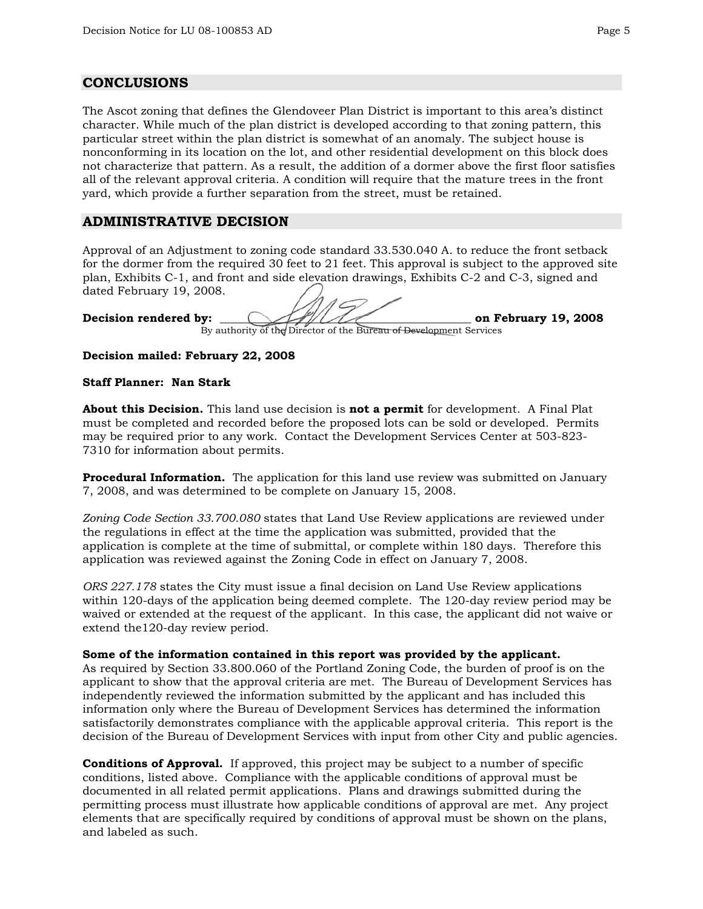## CONCLUSIONS

The Ascot zoning that defines the Glendoveer Plan District is important to this area's distinct character. While much of the plan district is developed according to that zoning pattern, this particular street within the plan district is somewhat of an anomaly. The subject house is nonconforming in its location on the lot, and other residential development on this block does not characterize that pattern. As a result, the addition of a dormer above the first floor satisfies all of the relevant approval criteria. A condition will require that the mature trees in the front yard, which provide a further separation from the street, must be retained.

## ADMINISTRATIVE DECISION

Approval of an Adjustment to zoning code standard 33.530.040 A. to reduce the front setback for the dormer from the required 30 feet to 21 feet. This approval is subject to the approved site plan, Exhibits C-1, and front and side elevation drawings, Exhibits C-2 and C-3, signed and dated February 19, 2008.

**Decision rendered by:** ____________________________________ **on February 19, 2008**
By authority of the Director of the Bureau of Development Services

**Decision mailed: February 22, 2008**

**Staff Planner: Nan Stark**

**About this Decision.** This land use decision is **not a permit** for development. A Final Plat must be completed and recorded before the proposed lots can be sold or developed. Permits may be required prior to any work. Contact the Development Services Center at 503-823-7310 for information about permits.

**Procedural Information.** The application for this land use review was submitted on January 7, 2008, and was determined to be complete on January 15, 2008.

*Zoning Code Section 33.700.080* states that Land Use Review applications are reviewed under the regulations in effect at the time the application was submitted, provided that the application is complete at the time of submittal, or complete within 180 days. Therefore this application was reviewed against the Zoning Code in effect on January 7, 2008.

*ORS 227.178* states the City must issue a final decision on Land Use Review applications within 120-days of the application being deemed complete. The 120-day review period may be waived or extended at the request of the applicant. In this case, the applicant did not waive or extend the120-day review period.

**Some of the information contained in this report was provided by the applicant.**
As required by Section 33.800.060 of the Portland Zoning Code, the burden of proof is on the applicant to show that the approval criteria are met. The Bureau of Development Services has independently reviewed the information submitted by the applicant and has included this information only where the Bureau of Development Services has determined the information satisfactorily demonstrates compliance with the applicable approval criteria. This report is the decision of the Bureau of Development Services with input from other City and public agencies.

**Conditions of Approval.** If approved, this project may be subject to a number of specific conditions, listed above. Compliance with the applicable conditions of approval must be documented in all related permit applications. Plans and drawings submitted during the permitting process must illustrate how applicable conditions of approval are met. Any project elements that are specifically required by conditions of approval must be shown on the plans, and labeled as such.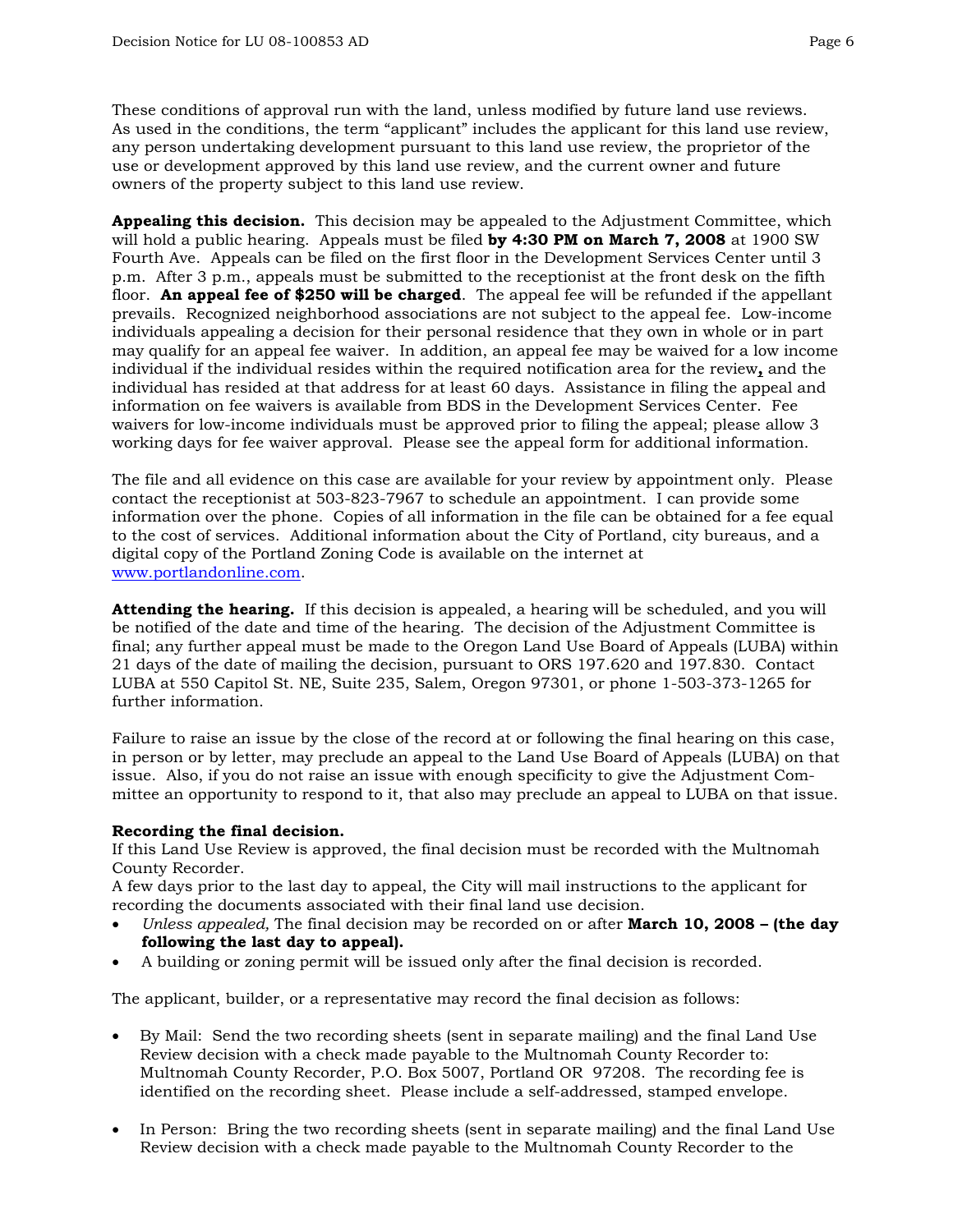These conditions of approval run with the land, unless modified by future land use reviews. As used in the conditions, the term "applicant" includes the applicant for this land use review, any person undertaking development pursuant to this land use review, the proprietor of the use or development approved by this land use review, and the current owner and future owners of the property subject to this land use review.

**Appealing this decision.** This decision may be appealed to the Adjustment Committee, which will hold a public hearing. Appeals must be filed **by 4:30 PM on March 7, 2008** at 1900 SW Fourth Ave. Appeals can be filed on the first floor in the Development Services Center until 3 p.m. After 3 p.m., appeals must be submitted to the receptionist at the front desk on the fifth floor. **An appeal fee of $250 will be charged**. The appeal fee will be refunded if the appellant prevails. Recognized neighborhood associations are not subject to the appeal fee. Low-income individuals appealing a decision for their personal residence that they own in whole or in part may qualify for an appeal fee waiver. In addition, an appeal fee may be waived for a low income individual if the individual resides within the required notification area for the review**,** and the individual has resided at that address for at least 60 days. Assistance in filing the appeal and information on fee waivers is available from BDS in the Development Services Center. Fee waivers for low-income individuals must be approved prior to filing the appeal; please allow 3 working days for fee waiver approval. Please see the appeal form for additional information.

The file and all evidence on this case are available for your review by appointment only. Please contact the receptionist at 503-823-7967 to schedule an appointment. I can provide some information over the phone. Copies of all information in the file can be obtained for a fee equal to the cost of services. Additional information about the City of Portland, city bureaus, and a digital copy of the Portland Zoning Code is available on the internet at www.portlandonline.com.

**Attending the hearing.** If this decision is appealed, a hearing will be scheduled, and you will be notified of the date and time of the hearing. The decision of the Adjustment Committee is final; any further appeal must be made to the Oregon Land Use Board of Appeals (LUBA) within 21 days of the date of mailing the decision, pursuant to ORS 197.620 and 197.830. Contact LUBA at 550 Capitol St. NE, Suite 235, Salem, Oregon 97301, or phone 1-503-373-1265 for further information.

Failure to raise an issue by the close of the record at or following the final hearing on this case, in person or by letter, may preclude an appeal to the Land Use Board of Appeals (LUBA) on that issue. Also, if you do not raise an issue with enough specificity to give the Adjustment Committee an opportunity to respond to it, that also may preclude an appeal to LUBA on that issue.

**Recording the final decision.**
If this Land Use Review is approved, the final decision must be recorded with the Multnomah County Recorder.
A few days prior to the last day to appeal, the City will mail instructions to the applicant for recording the documents associated with their final land use decision.

- *Unless appealed,* The final decision may be recorded on or after **March 10, 2008 – (the day following the last day to appeal).**
- A building or zoning permit will be issued only after the final decision is recorded.

The applicant, builder, or a representative may record the final decision as follows:

- By Mail: Send the two recording sheets (sent in separate mailing) and the final Land Use Review decision with a check made payable to the Multnomah County Recorder to: Multnomah County Recorder, P.O. Box 5007, Portland OR 97208. The recording fee is identified on the recording sheet. Please include a self-addressed, stamped envelope.

- In Person: Bring the two recording sheets (sent in separate mailing) and the final Land Use Review decision with a check made payable to the Multnomah County Recorder to the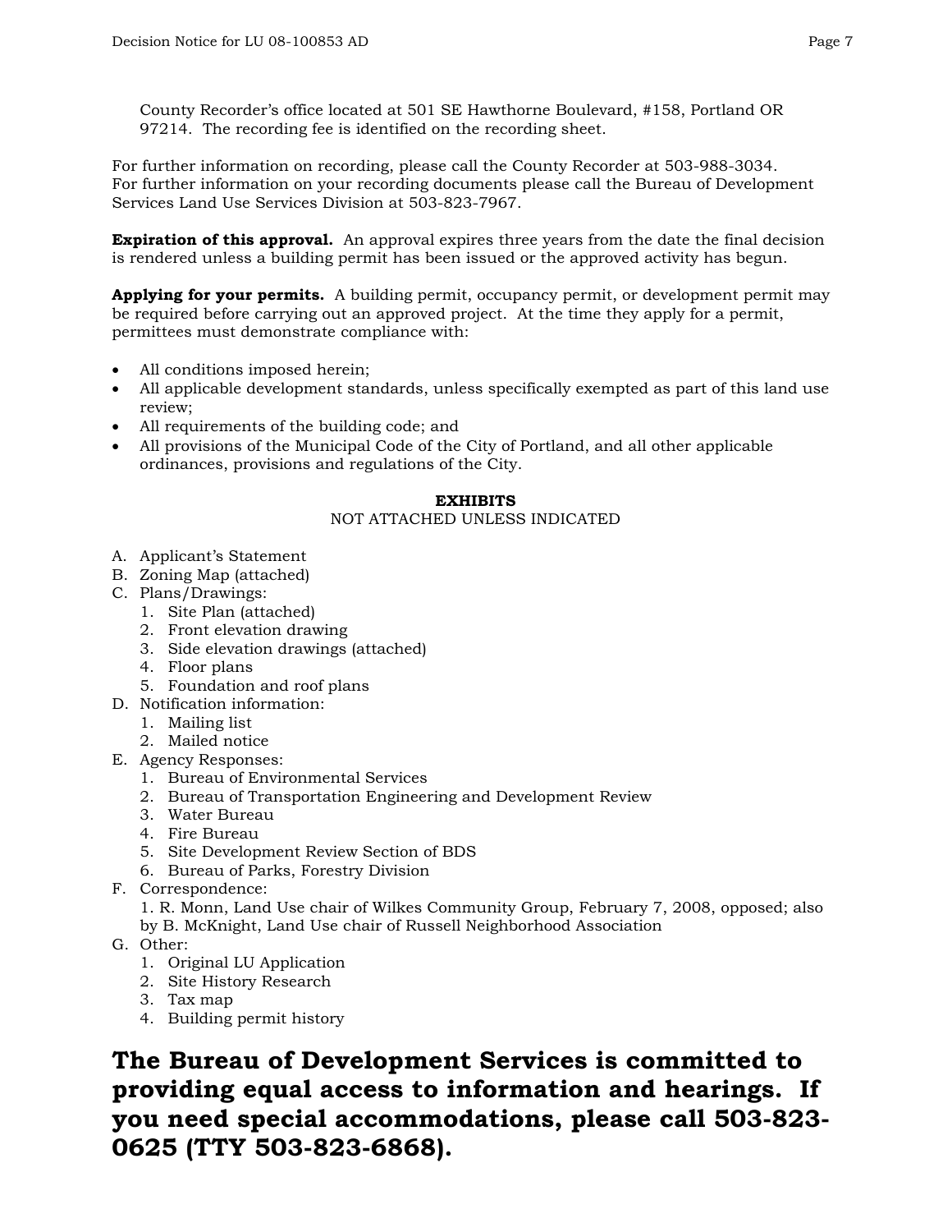County Recorder's office located at 501 SE Hawthorne Boulevard, #158, Portland OR 97214. The recording fee is identified on the recording sheet.

For further information on recording, please call the County Recorder at 503-988-3034. For further information on your recording documents please call the Bureau of Development Services Land Use Services Division at 503-823-7967.

**Expiration of this approval.** An approval expires three years from the date the final decision is rendered unless a building permit has been issued or the approved activity has begun.

**Applying for your permits.** A building permit, occupancy permit, or development permit may be required before carrying out an approved project. At the time they apply for a permit, permittees must demonstrate compliance with:

- All conditions imposed herein;
- All applicable development standards, unless specifically exempted as part of this land use review;
- All requirements of the building code; and
- All provisions of the Municipal Code of the City of Portland, and all other applicable ordinances, provisions and regulations of the City.

**EXHIBITS**
NOT ATTACHED UNLESS INDICATED

A. Applicant's Statement
B. Zoning Map (attached)
C. Plans/Drawings:
   1. Site Plan (attached)
   2. Front elevation drawing
   3. Side elevation drawings (attached)
   4. Floor plans
   5. Foundation and roof plans
D. Notification information:
   1. Mailing list
   2. Mailed notice
E. Agency Responses:
   1. Bureau of Environmental Services
   2. Bureau of Transportation Engineering and Development Review
   3. Water Bureau
   4. Fire Bureau
   5. Site Development Review Section of BDS
   6. Bureau of Parks, Forestry Division
F. Correspondence:
   1. R. Monn, Land Use chair of Wilkes Community Group, February 7, 2008, opposed; also by B. McKnight, Land Use chair of Russell Neighborhood Association
G. Other:
   1. Original LU Application
   2. Site History Research
   3. Tax map
   4. Building permit history

**The Bureau of Development Services is committed to providing equal access to information and hearings. If you need special accommodations, please call 503-823-0625 (TTY 503-823-6868).**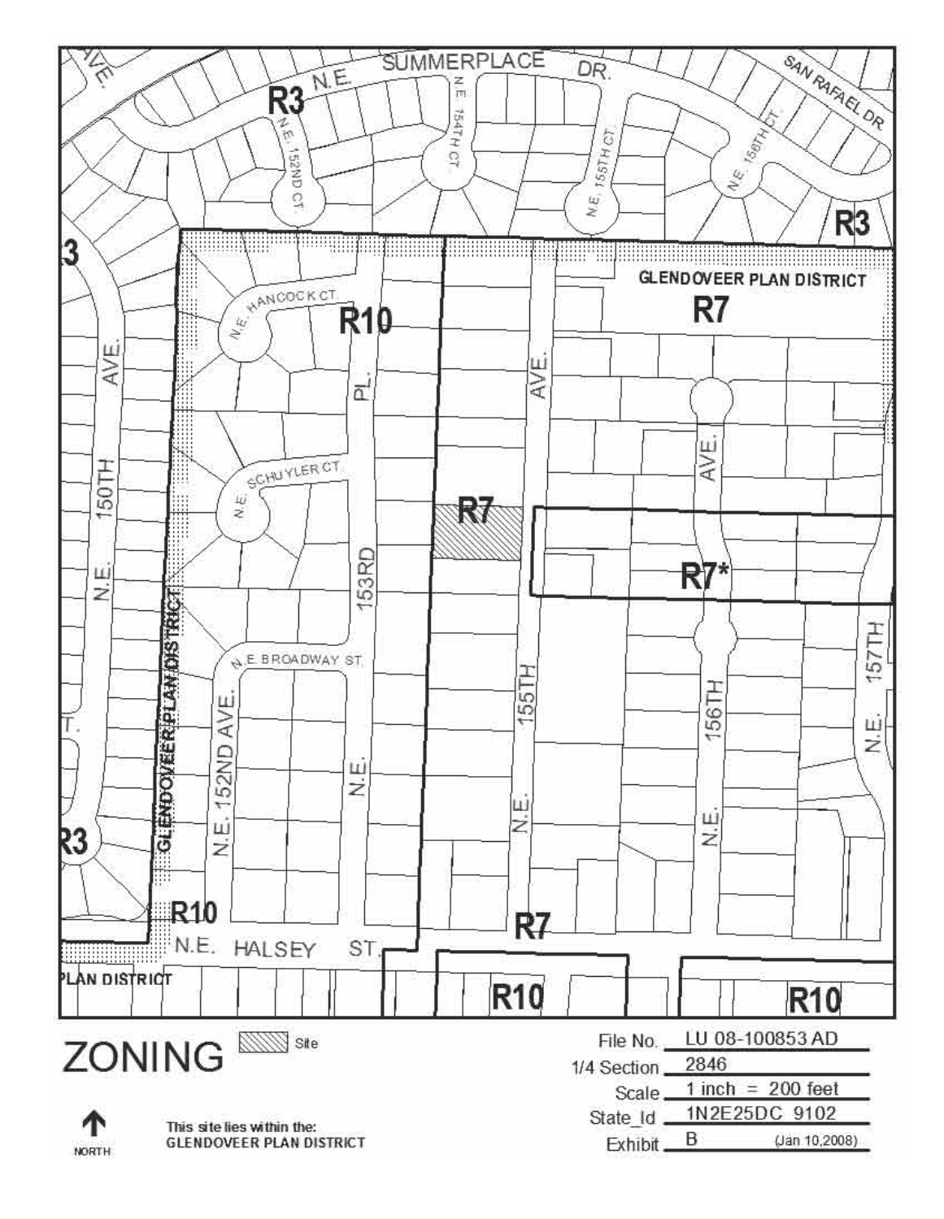# ZONING

Site

File No. LU 08-100853 AD

1/4 Section 2846

Scale 1 inch = 200 feet

State_Id 1N2E25DC 9102

Exhibit B (Jan 10,2008)

NORTH

This site lies within the:
GLENDOVEER PLAN DISTRICT

N.E. SUMMERPLACE DR.

SAN RAFAEL DR

N.E. 152ND CT.

N.E. 154TH CT.

N.E. 155TH CT.

N.E. 156TH CT.

GLENDOVEER PLAN DISTRICT

N.E. HANCOCK CT.

N.E. SCHUYLER CT.

N.E. BROADWAY ST.

N.E. 150TH AVE.

N.E. 152ND AVE.

N.E. 153RD PL.

N.E. 155TH AVE.

N.E. 156TH AVE.

N.E. 157TH

N.E. HALSEY ST.

PLAN DISTRICT

R3

R10

R7

R7*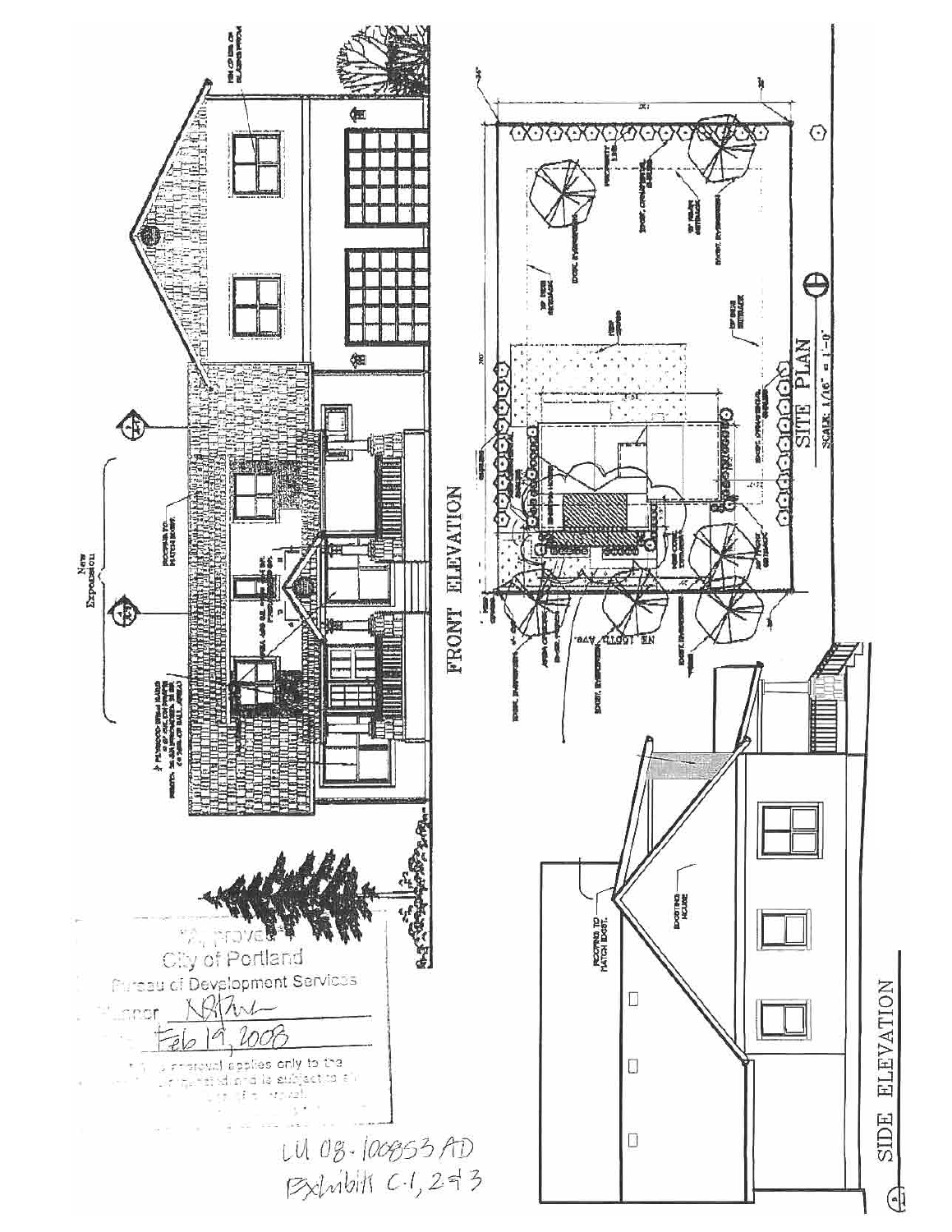FRONT ELEVATION

New Expansion

ROOFING TO MATCH EXIST.

SITE PLAN

SCALE: 1/16" = 1'-0"

NE 160TH AVE.

SIDE ELEVATION

ROOFING TO MATCH EXIST.

EXISTING HOUSE

Approved
City of Portland
Bureau of Development Services
Planner
Feb 19, 2008

This approval applies only to the ... and is subject to all ... approval.

LU 08-100853 AD
Exhibits C-1, 2 & 3